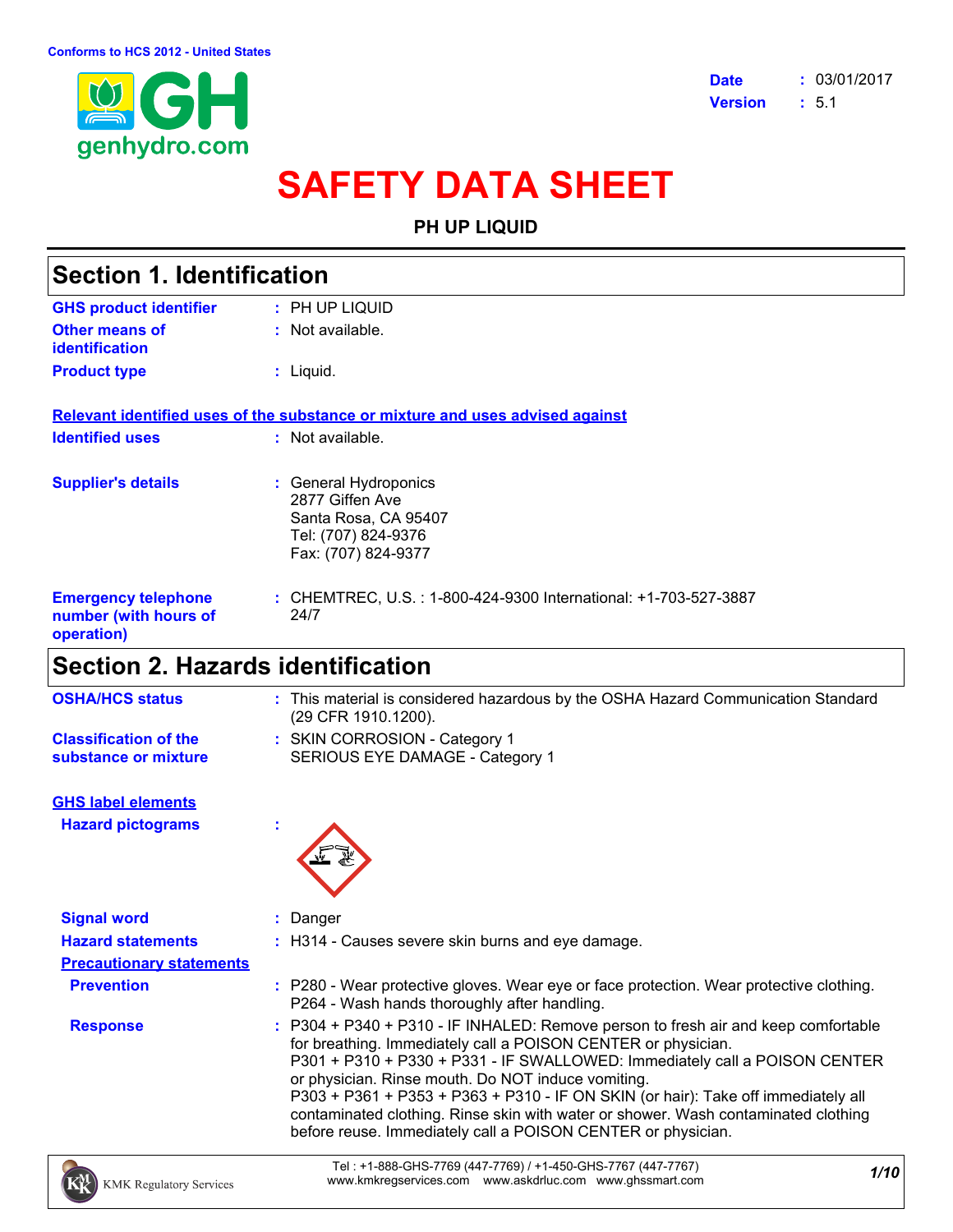Conforms to HCS 2012 - United States

genhydro.com

| | | |
|---|---|---|
| **Date** | : | 03/01/2017 |
| **Version** | : | 5.1 |

# SAFETY DATA SHEET

**PH UP LIQUID**

## Section 1. Identification

| | | |
|---|---|---|
| **GHS product identifier** | : | PH UP LIQUID |
| **Other means of identification** | : | Not available. |
| **Product type** | : | Liquid. |

**Relevant identified uses of the substance or mixture and uses advised against**

| | | |
|---|---|---|
| **Identified uses** | : | Not available. |
| **Supplier's details** | : | General Hydroponics<br>2877 Giffen Ave<br>Santa Rosa, CA 95407<br>Tel: (707) 824-9376<br>Fax: (707) 824-9377 |
| **Emergency telephone number (with hours of operation)** | : | CHEMTREC, U.S. : 1-800-424-9300 International: +1-703-527-3887<br>24/7 |

## Section 2. Hazards identification

| | | |
|---|---|---|
| **OSHA/HCS status** | : | This material is considered hazardous by the OSHA Hazard Communication Standard (29 CFR 1910.1200). |
| **Classification of the substance or mixture** | : | SKIN CORROSION - Category 1<br>SERIOUS EYE DAMAGE - Category 1 |

**GHS label elements**

| | | |
|---|---|---|
| **Hazard pictograms** | : | |
| **Signal word** | : | Danger |
| **Hazard statements** | : | H314 - Causes severe skin burns and eye damage. |

**Precautionary statements**

| | | |
|---|---|---|
| **Prevention** | : | P280 - Wear protective gloves. Wear eye or face protection. Wear protective clothing.<br>P264 - Wash hands thoroughly after handling. |
| **Response** | : | P304 + P340 + P310 - IF INHALED: Remove person to fresh air and keep comfortable for breathing. Immediately call a POISON CENTER or physician.<br>P301 + P310 + P330 + P331 - IF SWALLOWED: Immediately call a POISON CENTER or physician. Rinse mouth. Do NOT induce vomiting.<br>P303 + P361 + P353 + P363 + P310 - IF ON SKIN (or hair): Take off immediately all contaminated clothing. Rinse skin with water or shower. Wash contaminated clothing before reuse. Immediately call a POISON CENTER or physician. |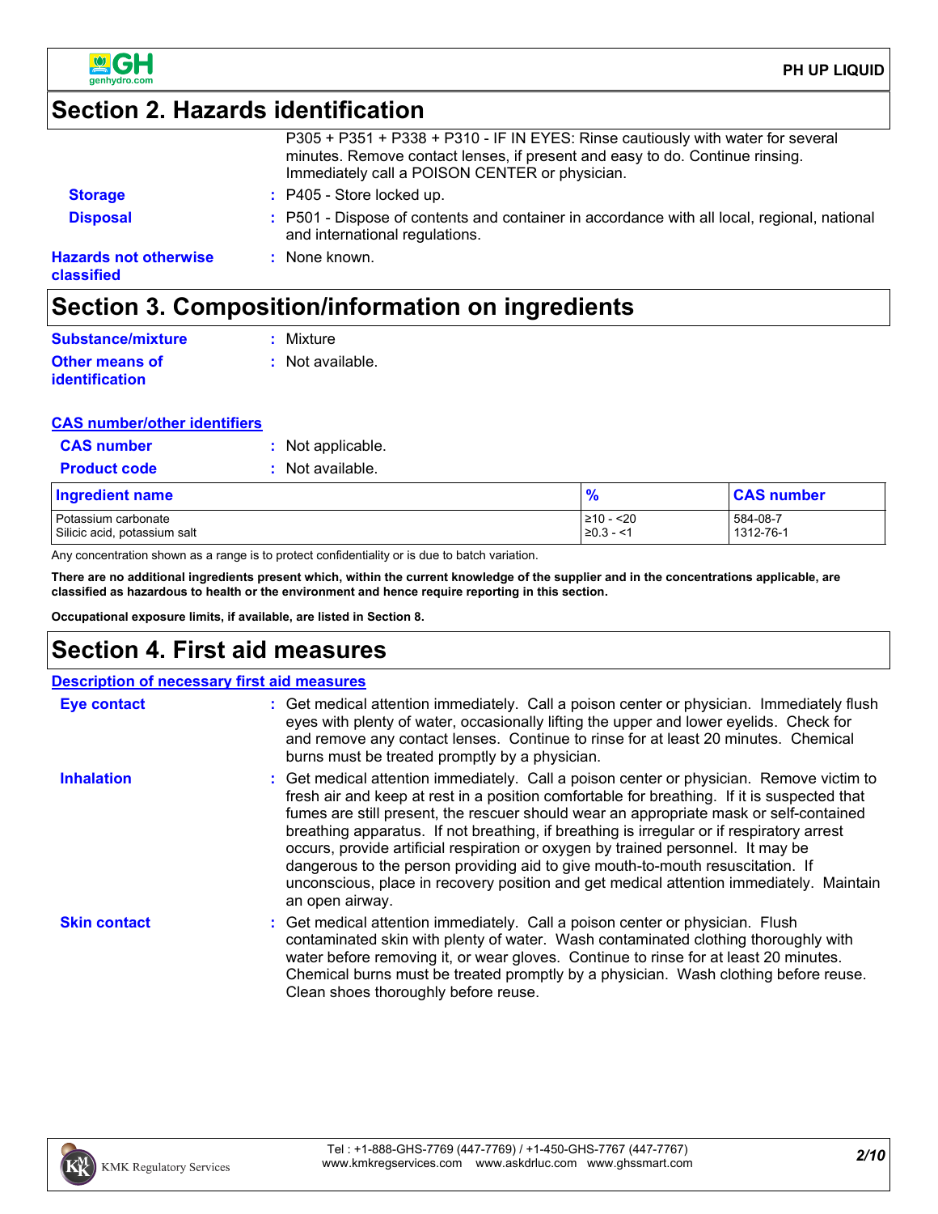## Section 2. Hazards identification

| | | |
|---|---|---|
| | | P305 + P351 + P338 + P310 - IF IN EYES: Rinse cautiously with water for several minutes. Remove contact lenses, if present and easy to do. Continue rinsing. Immediately call a POISON CENTER or physician. |
| **Storage** | : | P405 - Store locked up. |
| **Disposal** | : | P501 - Dispose of contents and container in accordance with all local, regional, national and international regulations. |
| **Hazards not otherwise classified** | : | None known. |

## Section 3. Composition/information on ingredients

**Substance/mixture** : Mixture

**Other means of identification** : Not available.

### CAS number/other identifiers

**CAS number** : Not applicable.

**Product code** : Not available.

| Ingredient name | % | CAS number |
|---|---|---|
| Potassium carbonate | ≥10 - <20 | 584-08-7 |
| Silicic acid, potassium salt | ≥0.3 - <1 | 1312-76-1 |

Any concentration shown as a range is to protect confidentiality or is due to batch variation.

**There are no additional ingredients present which, within the current knowledge of the supplier and in the concentrations applicable, are classified as hazardous to health or the environment and hence require reporting in this section.**

**Occupational exposure limits, if available, are listed in Section 8.**

## Section 4. First aid measures

### Description of necessary first aid measures

**Eye contact** : Get medical attention immediately. Call a poison center or physician. Immediately flush eyes with plenty of water, occasionally lifting the upper and lower eyelids. Check for and remove any contact lenses. Continue to rinse for at least 20 minutes. Chemical burns must be treated promptly by a physician.

**Inhalation** : Get medical attention immediately. Call a poison center or physician. Remove victim to fresh air and keep at rest in a position comfortable for breathing. If it is suspected that fumes are still present, the rescuer should wear an appropriate mask or self-contained breathing apparatus. If not breathing, if breathing is irregular or if respiratory arrest occurs, provide artificial respiration or oxygen by trained personnel. It may be dangerous to the person providing aid to give mouth-to-mouth resuscitation. If unconscious, place in recovery position and get medical attention immediately. Maintain an open airway.

**Skin contact** : Get medical attention immediately. Call a poison center or physician. Flush contaminated skin with plenty of water. Wash contaminated clothing thoroughly with water before removing it, or wear gloves. Continue to rinse for at least 20 minutes. Chemical burns must be treated promptly by a physician. Wash clothing before reuse. Clean shoes thoroughly before reuse.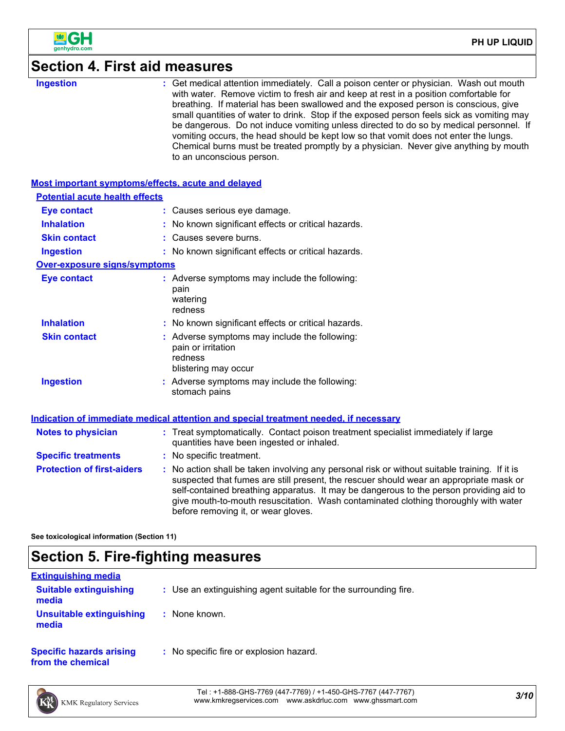## Section 4. First aid measures

**Ingestion** : Get medical attention immediately. Call a poison center or physician. Wash out mouth with water. Remove victim to fresh air and keep at rest in a position comfortable for breathing. If material has been swallowed and the exposed person is conscious, give small quantities of water to drink. Stop if the exposed person feels sick as vomiting may be dangerous. Do not induce vomiting unless directed to do so by medical personnel. If vomiting occurs, the head should be kept low so that vomit does not enter the lungs. Chemical burns must be treated promptly by a physician. Never give anything by mouth to an unconscious person.

### Most important symptoms/effects, acute and delayed

**Potential acute health effects**

**Eye contact** : Causes serious eye damage.

**Inhalation** : No known significant effects or critical hazards.

**Skin contact** : Causes severe burns.

**Ingestion** : No known significant effects or critical hazards.

**Over-exposure signs/symptoms**

**Eye contact** : Adverse symptoms may include the following:
pain
watering
redness

**Inhalation** : No known significant effects or critical hazards.

**Skin contact** : Adverse symptoms may include the following:
pain or irritation
redness
blistering may occur

**Ingestion** : Adverse symptoms may include the following:
stomach pains

### Indication of immediate medical attention and special treatment needed, if necessary

**Notes to physician** : Treat symptomatically. Contact poison treatment specialist immediately if large quantities have been ingested or inhaled.

**Specific treatments** : No specific treatment.

**Protection of first-aiders** : No action shall be taken involving any personal risk or without suitable training. If it is suspected that fumes are still present, the rescuer should wear an appropriate mask or self-contained breathing apparatus. It may be dangerous to the person providing aid to give mouth-to-mouth resuscitation. Wash contaminated clothing thoroughly with water before removing it, or wear gloves.

**See toxicological information (Section 11)**

## Section 5. Fire-fighting measures

### Extinguishing media

**Suitable extinguishing media** : Use an extinguishing agent suitable for the surrounding fire.

**Unsuitable extinguishing media** : None known.

**Specific hazards arising from the chemical** : No specific fire or explosion hazard.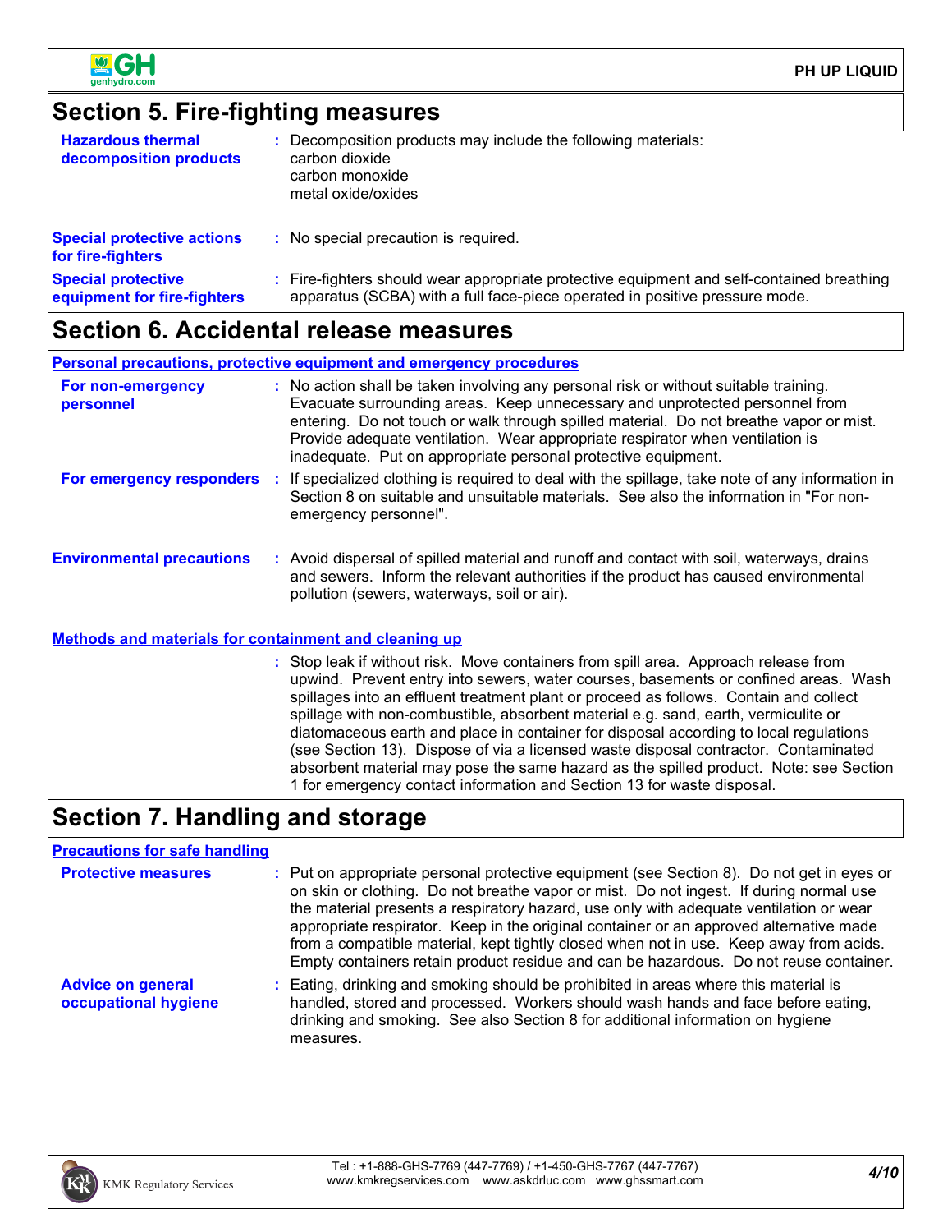## Section 5. Fire-fighting measures

**Hazardous thermal decomposition products** : Decomposition products may include the following materials:
carbon dioxide
carbon monoxide
metal oxide/oxides

**Special protective actions for fire-fighters** : No special precaution is required.

**Special protective equipment for fire-fighters** : Fire-fighters should wear appropriate protective equipment and self-contained breathing apparatus (SCBA) with a full face-piece operated in positive pressure mode.

## Section 6. Accidental release measures

### Personal precautions, protective equipment and emergency procedures

**For non-emergency personnel** : No action shall be taken involving any personal risk or without suitable training. Evacuate surrounding areas. Keep unnecessary and unprotected personnel from entering. Do not touch or walk through spilled material. Do not breathe vapor or mist. Provide adequate ventilation. Wear appropriate respirator when ventilation is inadequate. Put on appropriate personal protective equipment.

**For emergency responders** : If specialized clothing is required to deal with the spillage, take note of any information in Section 8 on suitable and unsuitable materials. See also the information in "For non-emergency personnel".

**Environmental precautions** : Avoid dispersal of spilled material and runoff and contact with soil, waterways, drains and sewers. Inform the relevant authorities if the product has caused environmental pollution (sewers, waterways, soil or air).

### Methods and materials for containment and cleaning up

: Stop leak if without risk. Move containers from spill area. Approach release from upwind. Prevent entry into sewers, water courses, basements or confined areas. Wash spillages into an effluent treatment plant or proceed as follows. Contain and collect spillage with non-combustible, absorbent material e.g. sand, earth, vermiculite or diatomaceous earth and place in container for disposal according to local regulations (see Section 13). Dispose of via a licensed waste disposal contractor. Contaminated absorbent material may pose the same hazard as the spilled product. Note: see Section 1 for emergency contact information and Section 13 for waste disposal.

## Section 7. Handling and storage

### Precautions for safe handling

**Protective measures** : Put on appropriate personal protective equipment (see Section 8). Do not get in eyes or on skin or clothing. Do not breathe vapor or mist. Do not ingest. If during normal use the material presents a respiratory hazard, use only with adequate ventilation or wear appropriate respirator. Keep in the original container or an approved alternative made from a compatible material, kept tightly closed when not in use. Keep away from acids. Empty containers retain product residue and can be hazardous. Do not reuse container.

**Advice on general occupational hygiene** : Eating, drinking and smoking should be prohibited in areas where this material is handled, stored and processed. Workers should wash hands and face before eating, drinking and smoking. See also Section 8 for additional information on hygiene measures.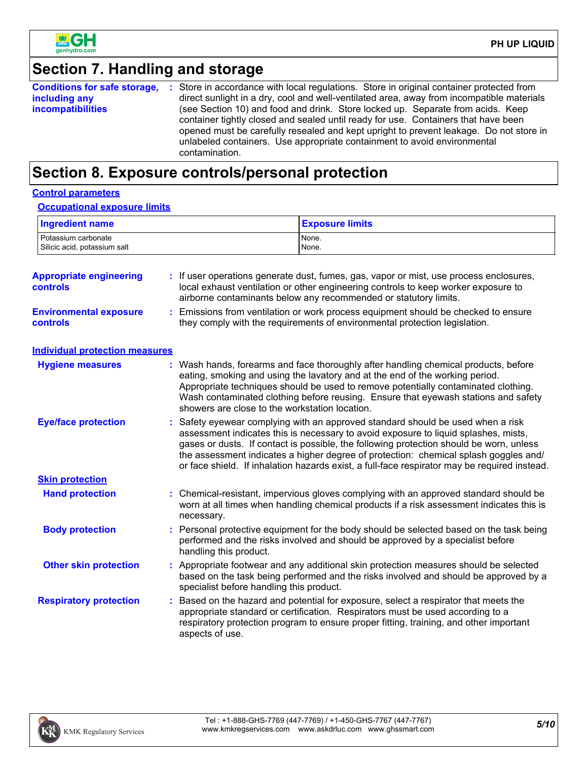## Section 7. Handling and storage

**Conditions for safe storage, including any incompatibilities** : Store in accordance with local regulations. Store in original container protected from direct sunlight in a dry, cool and well-ventilated area, away from incompatible materials (see Section 10) and food and drink. Store locked up. Separate from acids. Keep container tightly closed and sealed until ready for use. Containers that have been opened must be carefully resealed and kept upright to prevent leakage. Do not store in unlabeled containers. Use appropriate containment to avoid environmental contamination.

## Section 8. Exposure controls/personal protection

### Control parameters

#### Occupational exposure limits

| Ingredient name | Exposure limits |
| --- | --- |
| Potassium carbonate | None. |
| Silicic acid, potassium salt | None. |

**Appropriate engineering controls** : If user operations generate dust, fumes, gas, vapor or mist, use process enclosures, local exhaust ventilation or other engineering controls to keep worker exposure to airborne contaminants below any recommended or statutory limits.

**Environmental exposure controls** : Emissions from ventilation or work process equipment should be checked to ensure they comply with the requirements of environmental protection legislation.

### Individual protection measures

**Hygiene measures** : Wash hands, forearms and face thoroughly after handling chemical products, before eating, smoking and using the lavatory and at the end of the working period. Appropriate techniques should be used to remove potentially contaminated clothing. Wash contaminated clothing before reusing. Ensure that eyewash stations and safety showers are close to the workstation location.

**Eye/face protection** : Safety eyewear complying with an approved standard should be used when a risk assessment indicates this is necessary to avoid exposure to liquid splashes, mists, gases or dusts. If contact is possible, the following protection should be worn, unless the assessment indicates a higher degree of protection: chemical splash goggles and/or face shield. If inhalation hazards exist, a full-face respirator may be required instead.

#### Skin protection

**Hand protection** : Chemical-resistant, impervious gloves complying with an approved standard should be worn at all times when handling chemical products if a risk assessment indicates this is necessary.

**Body protection** : Personal protective equipment for the body should be selected based on the task being performed and the risks involved and should be approved by a specialist before handling this product.

**Other skin protection** : Appropriate footwear and any additional skin protection measures should be selected based on the task being performed and the risks involved and should be approved by a specialist before handling this product.

**Respiratory protection** : Based on the hazard and potential for exposure, select a respirator that meets the appropriate standard or certification. Respirators must be used according to a respiratory protection program to ensure proper fitting, training, and other important aspects of use.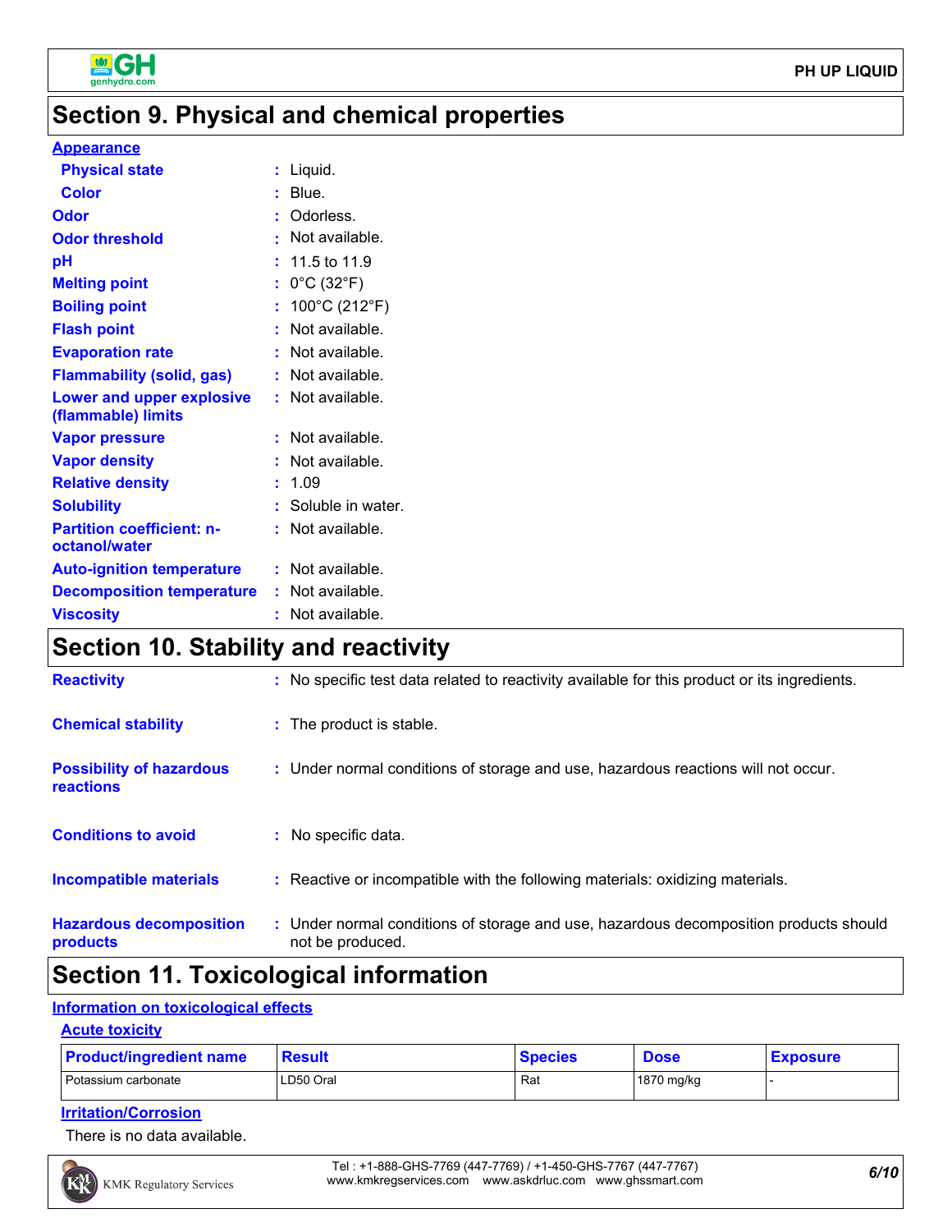## Section 9. Physical and chemical properties

**Appearance**

| | | |
|---|---|---|
| **Physical state** | : | Liquid. |
| **Color** | : | Blue. |
| **Odor** | : | Odorless. |
| **Odor threshold** | : | Not available. |
| **pH** | : | 11.5 to 11.9 |
| **Melting point** | : | 0°C (32°F) |
| **Boiling point** | : | 100°C (212°F) |
| **Flash point** | : | Not available. |
| **Evaporation rate** | : | Not available. |
| **Flammability (solid, gas)** | : | Not available. |
| **Lower and upper explosive (flammable) limits** | : | Not available. |
| **Vapor pressure** | : | Not available. |
| **Vapor density** | : | Not available. |
| **Relative density** | : | 1.09 |
| **Solubility** | : | Soluble in water. |
| **Partition coefficient: n-octanol/water** | : | Not available. |
| **Auto-ignition temperature** | : | Not available. |
| **Decomposition temperature** | : | Not available. |
| **Viscosity** | : | Not available. |

## Section 10. Stability and reactivity

| | | |
|---|---|---|
| **Reactivity** | : | No specific test data related to reactivity available for this product or its ingredients. |
| **Chemical stability** | : | The product is stable. |
| **Possibility of hazardous reactions** | : | Under normal conditions of storage and use, hazardous reactions will not occur. |
| **Conditions to avoid** | : | No specific data. |
| **Incompatible materials** | : | Reactive or incompatible with the following materials: oxidizing materials. |
| **Hazardous decomposition products** | : | Under normal conditions of storage and use, hazardous decomposition products should not be produced. |

## Section 11. Toxicological information

**Information on toxicological effects**

**Acute toxicity**

| Product/ingredient name | Result | Species | Dose | Exposure |
|---|---|---|---|---|
| Potassium carbonate | LD50 Oral | Rat | 1870 mg/kg | - |

**Irritation/Corrosion**

There is no data available.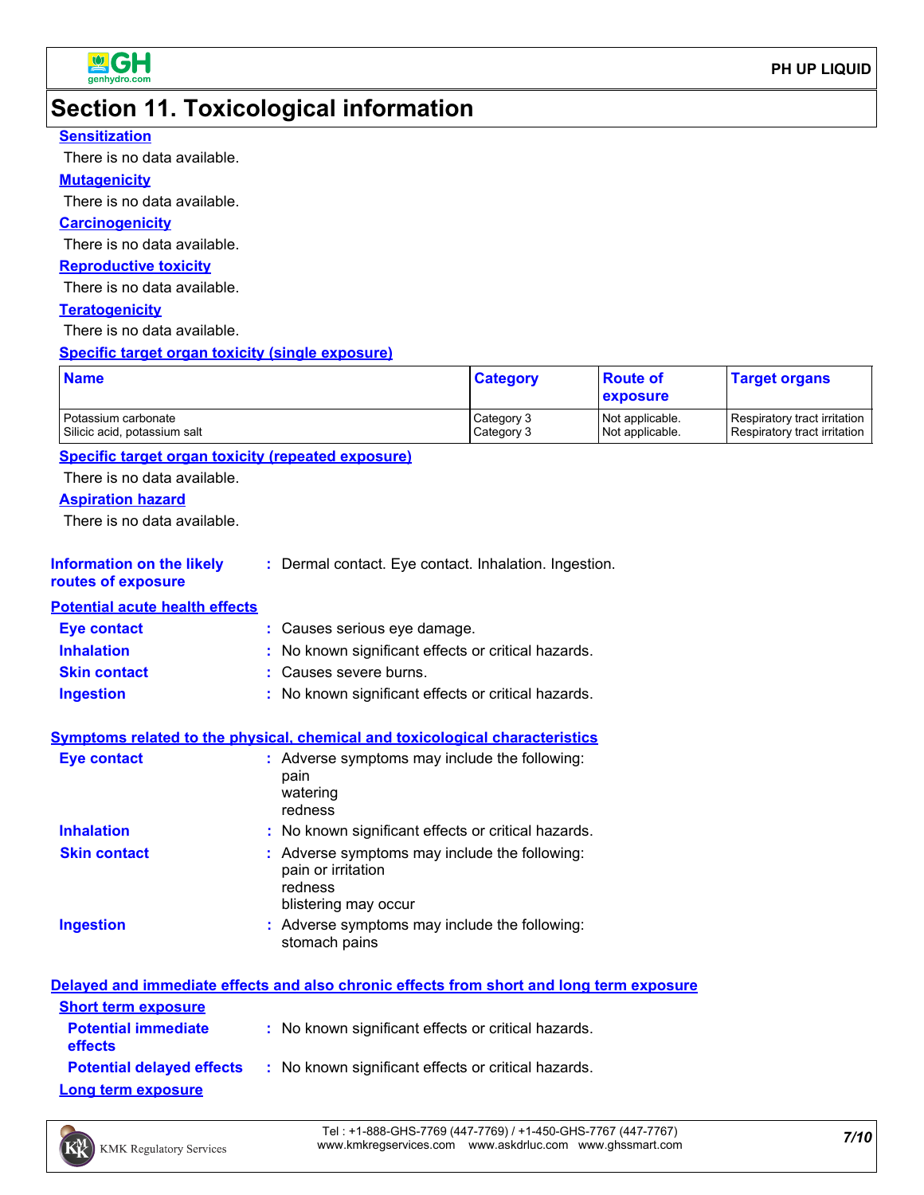# Section 11. Toxicological information

**Sensitization**

There is no data available.

**Mutagenicity**

There is no data available.

**Carcinogenicity**

There is no data available.

**Reproductive toxicity**

There is no data available.

**Teratogenicity**

There is no data available.

**Specific target organ toxicity (single exposure)**

| Name | Category | Route of exposure | Target organs |
|---|---|---|---|
| Potassium carbonate | Category 3 | Not applicable. | Respiratory tract irritation |
| Silicic acid, potassium salt | Category 3 | Not applicable. | Respiratory tract irritation |

**Specific target organ toxicity (repeated exposure)**

There is no data available.

**Aspiration hazard**

There is no data available.

**Information on the likely routes of exposure** : Dermal contact. Eye contact. Inhalation. Ingestion.

**Potential acute health effects**

**Eye contact** : Causes serious eye damage.

**Inhalation** : No known significant effects or critical hazards.

**Skin contact** : Causes severe burns.

**Ingestion** : No known significant effects or critical hazards.

**Symptoms related to the physical, chemical and toxicological characteristics**

**Eye contact** : Adverse symptoms may include the following:
pain
watering
redness

**Inhalation** : No known significant effects or critical hazards.

**Skin contact** : Adverse symptoms may include the following:
pain or irritation
redness
blistering may occur

**Ingestion** : Adverse symptoms may include the following:
stomach pains

**Delayed and immediate effects and also chronic effects from short and long term exposure**

**Short term exposure**

**Potential immediate effects** : No known significant effects or critical hazards.

**Potential delayed effects** : No known significant effects or critical hazards.

**Long term exposure**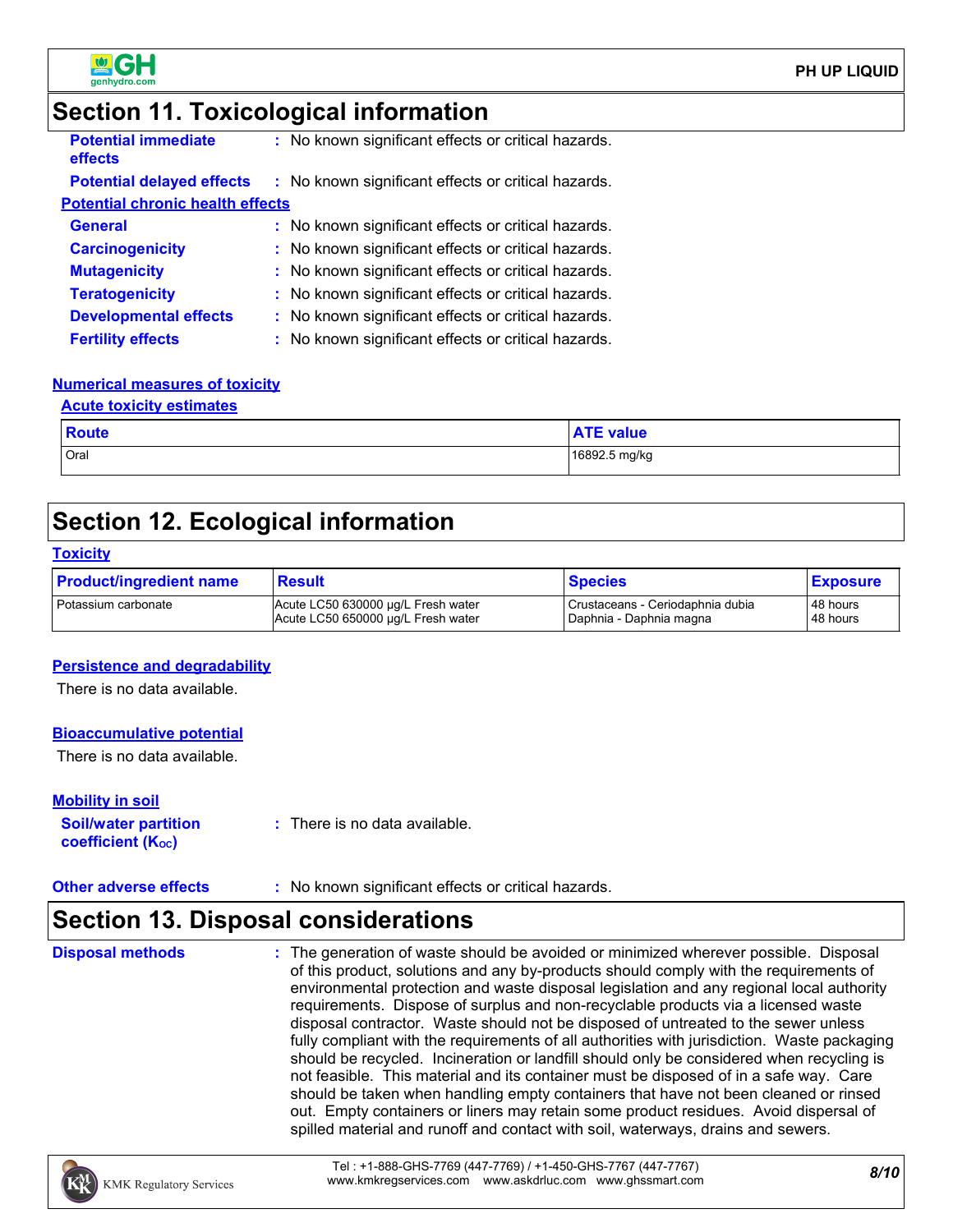## Section 11. Toxicological information

**Potential immediate effects** : No known significant effects or critical hazards.

**Potential delayed effects** : No known significant effects or critical hazards.

**Potential chronic health effects**

**General** : No known significant effects or critical hazards.

**Carcinogenicity** : No known significant effects or critical hazards.

**Mutagenicity** : No known significant effects or critical hazards.

**Teratogenicity** : No known significant effects or critical hazards.

**Developmental effects** : No known significant effects or critical hazards.

**Fertility effects** : No known significant effects or critical hazards.

**Numerical measures of toxicity**

**Acute toxicity estimates**

| Route | ATE value |
|---|---|
| Oral | 16892.5 mg/kg |

## Section 12. Ecological information

**Toxicity**

| Product/ingredient name | Result | Species | Exposure |
|---|---|---|---|
| Potassium carbonate | Acute LC50 630000 µg/L Fresh water<br>Acute LC50 650000 µg/L Fresh water | Crustaceans - Ceriodaphnia dubia<br>Daphnia - Daphnia magna | 48 hours<br>48 hours |

**Persistence and degradability**

There is no data available.

**Bioaccumulative potential**

There is no data available.

**Mobility in soil**

**Soil/water partition coefficient ($K_{OC}$)** : There is no data available.

**Other adverse effects** : No known significant effects or critical hazards.

## Section 13. Disposal considerations

**Disposal methods** : The generation of waste should be avoided or minimized wherever possible. Disposal of this product, solutions and any by-products should comply with the requirements of environmental protection and waste disposal legislation and any regional local authority requirements. Dispose of surplus and non-recyclable products via a licensed waste disposal contractor. Waste should not be disposed of untreated to the sewer unless fully compliant with the requirements of all authorities with jurisdiction. Waste packaging should be recycled. Incineration or landfill should only be considered when recycling is not feasible. This material and its container must be disposed of in a safe way. Care should be taken when handling empty containers that have not been cleaned or rinsed out. Empty containers or liners may retain some product residues. Avoid dispersal of spilled material and runoff and contact with soil, waterways, drains and sewers.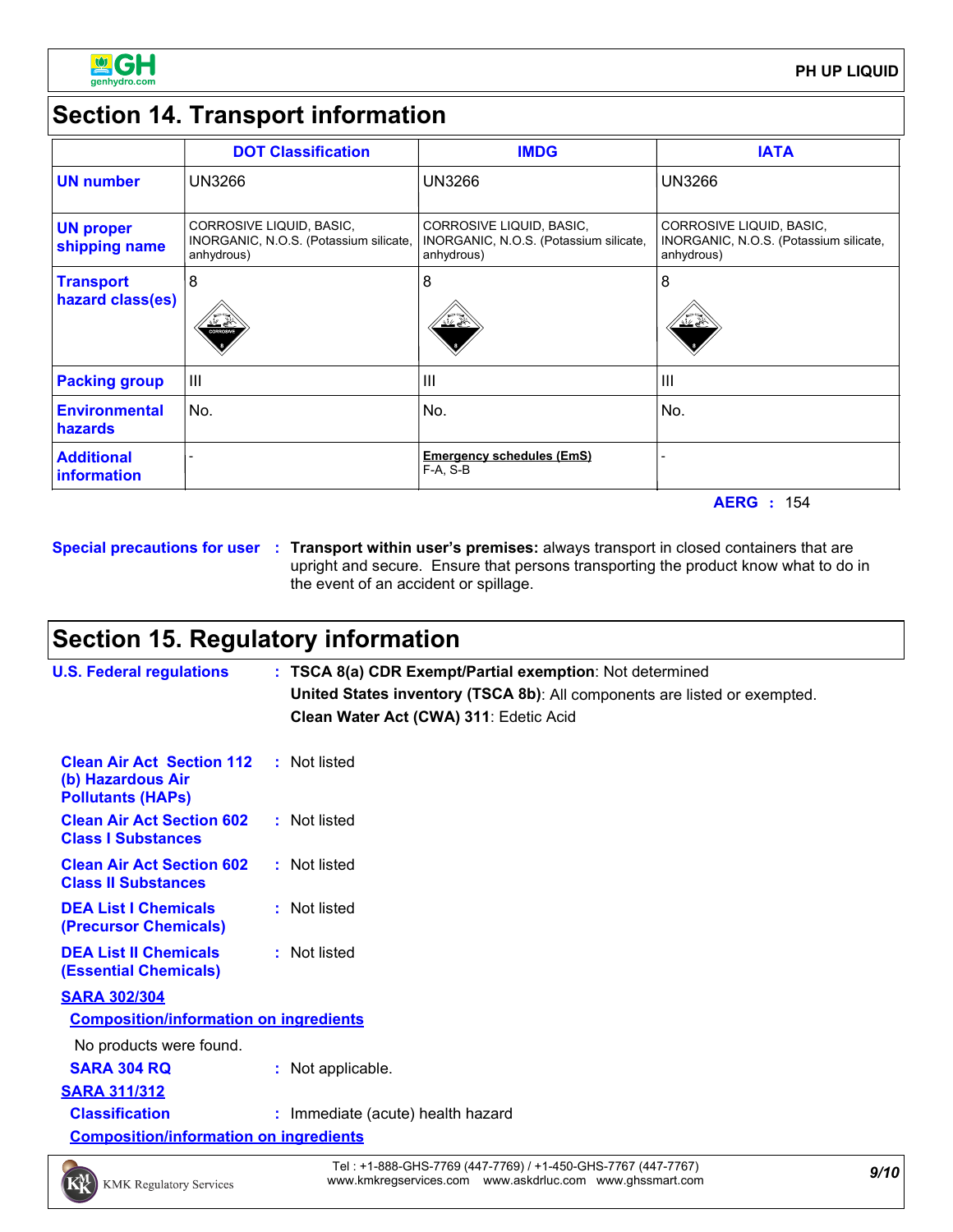## Section 14. Transport information

| | DOT Classification | IMDG | IATA |
|---|---|---|---|
| **UN number** | UN3266 | UN3266 | UN3266 |
| **UN proper shipping name** | CORROSIVE LIQUID, BASIC, INORGANIC, N.O.S. (Potassium silicate, anhydrous) | CORROSIVE LIQUID, BASIC, INORGANIC, N.O.S. (Potassium silicate, anhydrous) | CORROSIVE LIQUID, BASIC, INORGANIC, N.O.S. (Potassium silicate, anhydrous) |
| **Transport hazard class(es)** | 8 | 8 | 8 |
| **Packing group** | III | III | III |
| **Environmental hazards** | No. | No. | No. |
| **Additional information** | - | **Emergency schedules (EmS)** F-A, S-B | - |

**AERG :** 154

**Special precautions for user :** **Transport within user's premises:** always transport in closed containers that are upright and secure. Ensure that persons transporting the product know what to do in the event of an accident or spillage.

## Section 15. Regulatory information

**U.S. Federal regulations :** **TSCA 8(a) CDR Exempt/Partial exemption**: Not determined

**United States inventory (TSCA 8b)**: All components are listed or exempted.

**Clean Water Act (CWA) 311**: Edetic Acid

**Clean Air Act Section 112 (b) Hazardous Air Pollutants (HAPs) :** Not listed

**Clean Air Act Section 602 Class I Substances :** Not listed

**Clean Air Act Section 602 Class II Substances :** Not listed

**DEA List I Chemicals (Precursor Chemicals) :** Not listed

**DEA List II Chemicals (Essential Chemicals) :** Not listed

**SARA 302/304**

**Composition/information on ingredients**

No products were found.

**SARA 304 RQ :** Not applicable.

**SARA 311/312**

**Classification :** Immediate (acute) health hazard

**Composition/information on ingredients**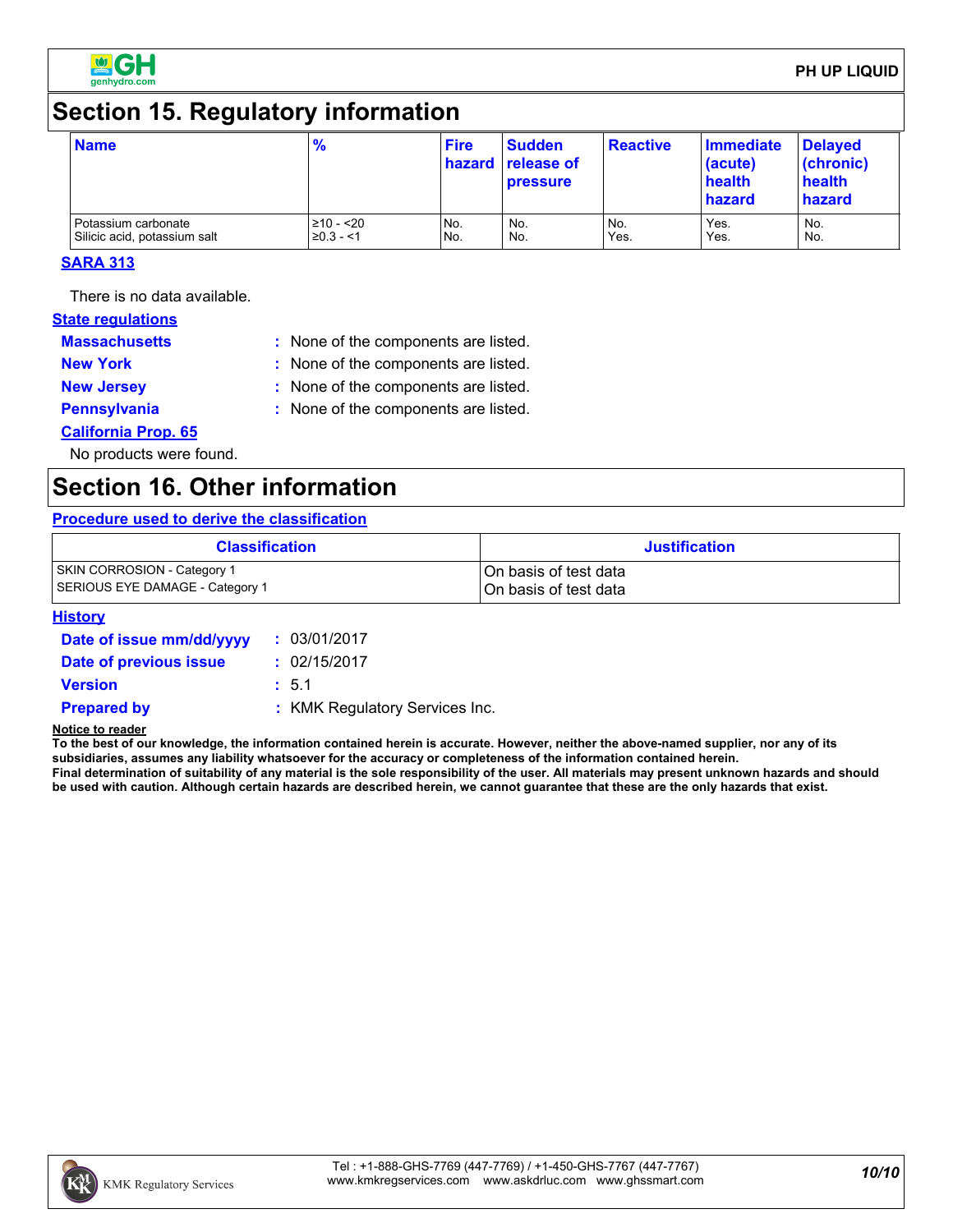## Section 15. Regulatory information

| Name | % | Fire hazard | Sudden release of pressure | Reactive | Immediate (acute) health hazard | Delayed (chronic) health hazard |
|---|---|---|---|---|---|---|
| Potassium carbonate | ≥10 - <20 | No. | No. | No. | Yes. | No. |
| Silicic acid, potassium salt | ≥0.3 - <1 | No. | No. | Yes. | Yes. | No. |

**SARA 313**

There is no data available.

**State regulations**

**Massachusetts** : None of the components are listed.

**New York** : None of the components are listed.

**New Jersey** : None of the components are listed.

**Pennsylvania** : None of the components are listed.

**California Prop. 65**

No products were found.

## Section 16. Other information

**Procedure used to derive the classification**

| Classification | Justification |
|---|---|
| SKIN CORROSION - Category 1 | On basis of test data |
| SERIOUS EYE DAMAGE - Category 1 | On basis of test data |

**History**

**Date of issue mm/dd/yyyy** : 03/01/2017

**Date of previous issue** : 02/15/2017

**Version** : 5.1

**Prepared by** : KMK Regulatory Services Inc.

**Notice to reader**

**To the best of our knowledge, the information contained herein is accurate. However, neither the above-named supplier, nor any of its subsidiaries, assumes any liability whatsoever for the accuracy or completeness of the information contained herein.**
**Final determination of suitability of any material is the sole responsibility of the user. All materials may present unknown hazards and should be used with caution. Although certain hazards are described herein, we cannot guarantee that these are the only hazards that exist.**